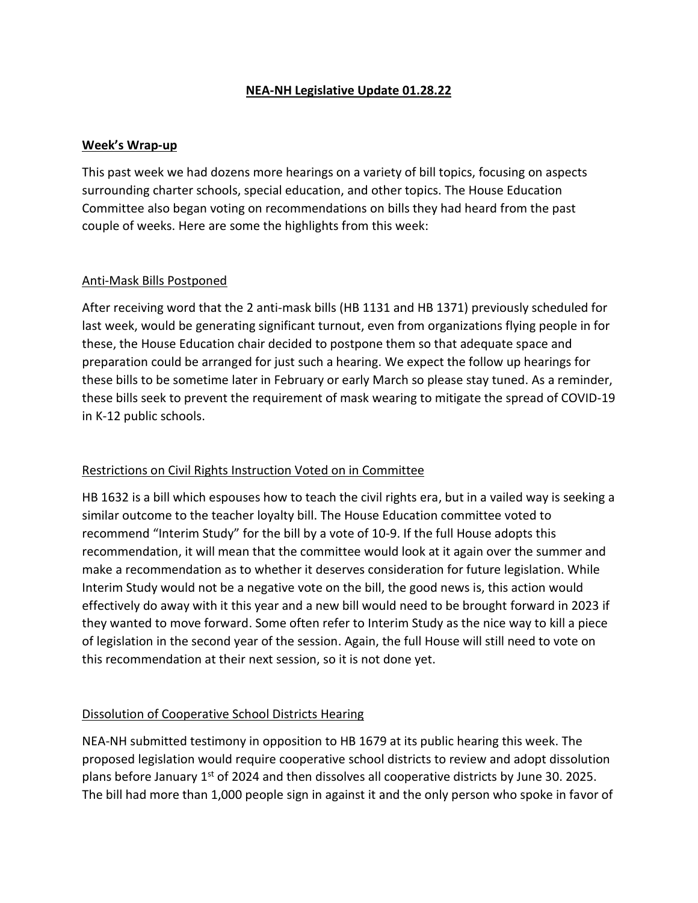# NEA-NH Legislative Update 01.28.22

## Week's Wrap-up

This past week we had dozens more hearings on a variety of bill topics, focusing on aspects surrounding charter schools, special education, and other topics. The House Education Committee also began voting on recommendations on bills they had heard from the past couple of weeks. Here are some the highlights from this week:

### Anti-Mask Bills Postponed

After receiving word that the 2 anti-mask bills (HB 1131 and HB 1371) previously scheduled for last week, would be generating significant turnout, even from organizations flying people in for these, the House Education chair decided to postpone them so that adequate space and preparation could be arranged for just such a hearing. We expect the follow up hearings for these bills to be sometime later in February or early March so please stay tuned. As a reminder, these bills seek to prevent the requirement of mask wearing to mitigate the spread of COVID-19 in K-12 public schools.

### Restrictions on Civil Rights Instruction Voted on in Committee

HB 1632 is a bill which espouses how to teach the civil rights era, but in a vailed way is seeking a similar outcome to the teacher loyalty bill. The House Education committee voted to recommend "Interim Study" for the bill by a vote of 10-9. If the full House adopts this recommendation, it will mean that the committee would look at it again over the summer and make a recommendation as to whether it deserves consideration for future legislation. While Interim Study would not be a negative vote on the bill, the good news is, this action would effectively do away with it this year and a new bill would need to be brought forward in 2023 if they wanted to move forward. Some often refer to Interim Study as the nice way to kill a piece of legislation in the second year of the session. Again, the full House will still need to vote on this recommendation at their next session, so it is not done yet.

### Dissolution of Cooperative School Districts Hearing

NEA-NH submitted testimony in opposition to HB 1679 at its public hearing this week. The proposed legislation would require cooperative school districts to review and adopt dissolution plans before January 1st of 2024 and then dissolves all cooperative districts by June 30. 2025. The bill had more than 1,000 people sign in against it and the only person who spoke in favor of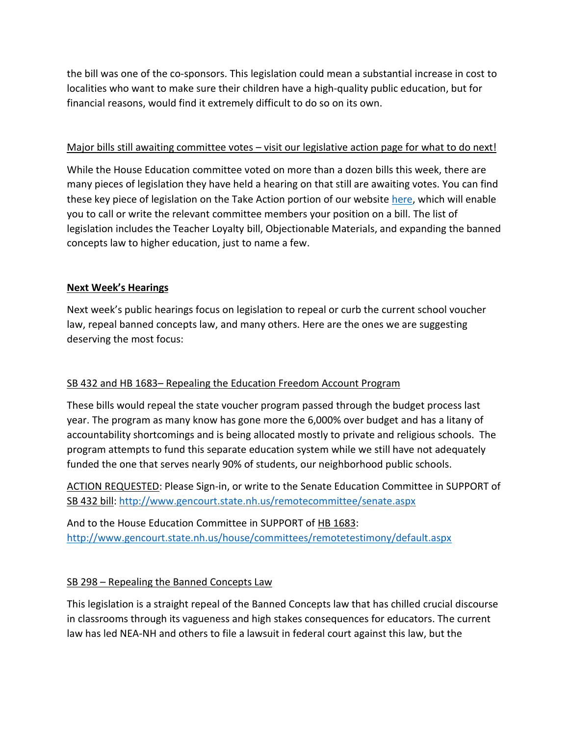the bill was one of the co-sponsors. This legislation could mean a substantial increase in cost to localities who want to make sure their children have a high-quality public education, but for financial reasons, would find it extremely difficult to do so on its own.

Major bills still awaiting committee votes – visit our legislative action page for what to do next!

While the House Education committee voted on more than a dozen bills this week, there are many pieces of legislation they have held a hearing on that still are awaiting votes. You can find these key piece of legislation on the Take Action portion of our website here, which will enable you to call or write the relevant committee members your position on a bill. The list of legislation includes the Teacher Loyalty bill, Objectionable Materials, and expanding the banned concepts law to higher education, just to name a few.

## Next Week's Hearings

Next week's public hearings focus on legislation to repeal or curb the current school voucher law, repeal banned concepts law, and many others. Here are the ones we are suggesting deserving the most focus:

SB 432 and HB 1683– Repealing the Education Freedom Account Program

These bills would repeal the state voucher program passed through the budget process last year. The program as many know has gone more the 6,000% over budget and has a litany of accountability shortcomings and is being allocated mostly to private and religious schools. The program attempts to fund this separate education system while we still have not adequately funded the one that serves nearly 90% of students, our neighborhood public schools.

ACTION REQUESTED: Please Sign-in, or write to the Senate Education Committee in SUPPORT of SB 432 bill: http://www.gencourt.state.nh.us/remotecommittee/senate.aspx

And to the House Education Committee in SUPPORT of HB 1683: http://www.gencourt.state.nh.us/house/committees/remotetestimony/default.aspx

SB 298 – Repealing the Banned Concepts Law

This legislation is a straight repeal of the Banned Concepts law that has chilled crucial discourse in classrooms through its vagueness and high stakes consequences for educators. The current law has led NEA-NH and others to file a lawsuit in federal court against this law, but the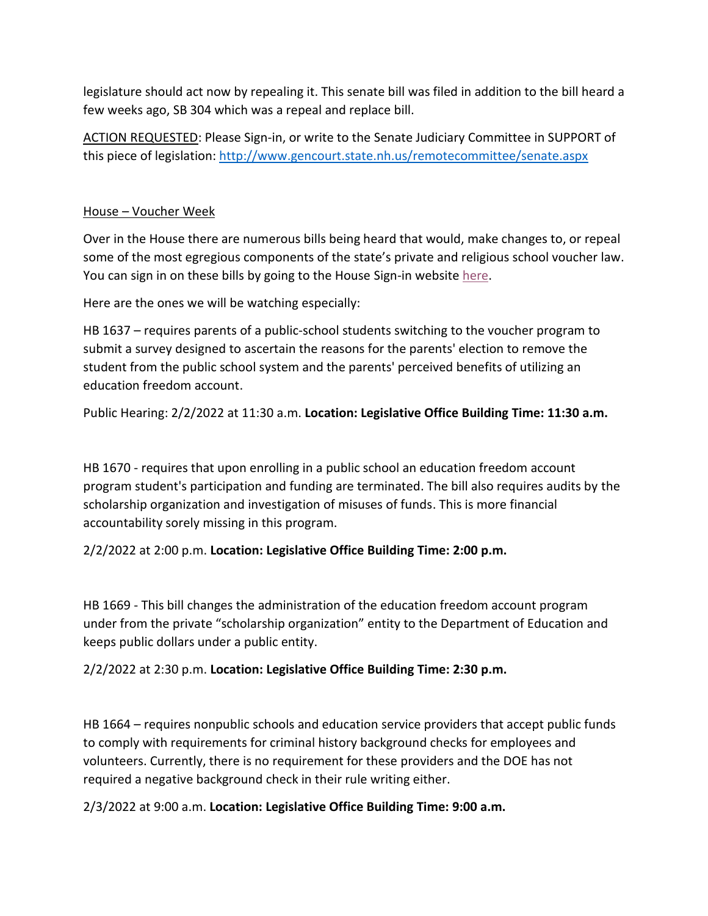legislature should act now by repealing it. This senate bill was filed in addition to the bill heard a few weeks ago, SB 304 which was a repeal and replace bill.

ACTION REQUESTED: Please Sign-in, or write to the Senate Judiciary Committee in SUPPORT of this piece of legislation: http://www.gencourt.state.nh.us/remotecommittee/senate.aspx

House – Voucher Week

Over in the House there are numerous bills being heard that would, make changes to, or repeal some of the most egregious components of the state's private and religious school voucher law. You can sign in on these bills by going to the House Sign-in website here.

Here are the ones we will be watching especially:

HB 1637 – requires parents of a public-school students switching to the voucher program to submit a survey designed to ascertain the reasons for the parents' election to remove the student from the public school system and the parents' perceived benefits of utilizing an education freedom account.

Public Hearing: 2/2/2022 at 11:30 a.m. **Location: Legislative Office Building Time: 11:30 a.m.**

HB 1670 - requires that upon enrolling in a public school an education freedom account program student's participation and funding are terminated. The bill also requires audits by the scholarship organization and investigation of misuses of funds. This is more financial accountability sorely missing in this program.

2/2/2022 at 2:00 p.m. **Location: Legislative Office Building Time: 2:00 p.m.**

HB 1669 - This bill changes the administration of the education freedom account program under from the private "scholarship organization" entity to the Department of Education and keeps public dollars under a public entity.

2/2/2022 at 2:30 p.m. **Location: Legislative Office Building Time: 2:30 p.m.**

HB 1664 – requires nonpublic schools and education service providers that accept public funds to comply with requirements for criminal history background checks for employees and volunteers. Currently, there is no requirement for these providers and the DOE has not required a negative background check in their rule writing either.

2/3/2022 at 9:00 a.m. **Location: Legislative Office Building Time: 9:00 a.m.**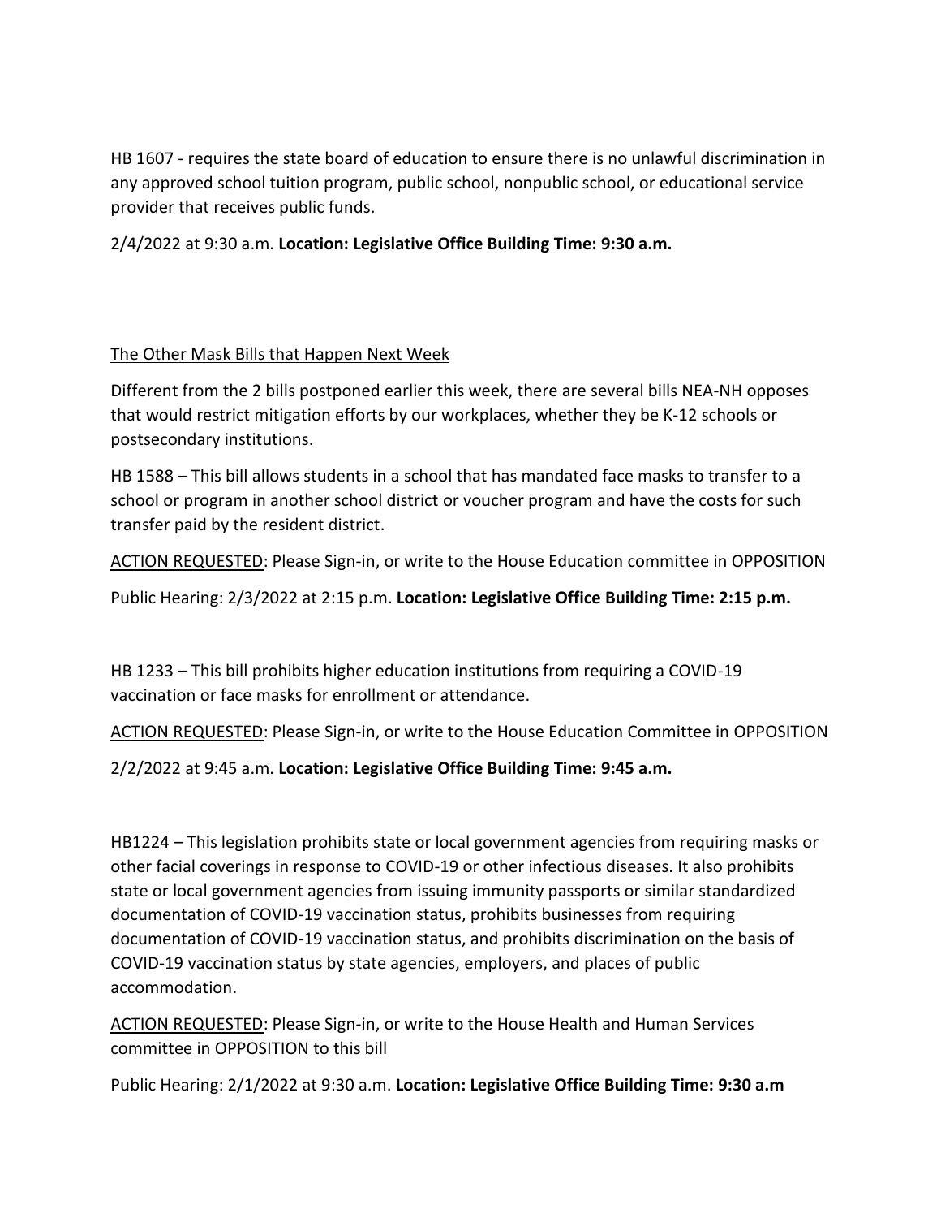HB 1607 - requires the state board of education to ensure there is no unlawful discrimination in any approved school tuition program, public school, nonpublic school, or educational service provider that receives public funds.

2/4/2022 at 9:30 a.m. **Location: Legislative Office Building Time: 9:30 a.m.**

<u>The Other Mask Bills that Happen Next Week</u>

Different from the 2 bills postponed earlier this week, there are several bills NEA-NH opposes that would restrict mitigation efforts by our workplaces, whether they be K-12 schools or postsecondary institutions.

HB 1588 – This bill allows students in a school that has mandated face masks to transfer to a school or program in another school district or voucher program and have the costs for such transfer paid by the resident district.

<u>ACTION REQUESTED</u>: Please Sign-in, or write to the House Education committee in OPPOSITION

Public Hearing: 2/3/2022 at 2:15 p.m. **Location: Legislative Office Building Time: 2:15 p.m.**

HB 1233 – This bill prohibits higher education institutions from requiring a COVID-19 vaccination or face masks for enrollment or attendance.

<u>ACTION REQUESTED</u>: Please Sign-in, or write to the House Education Committee in OPPOSITION

2/2/2022 at 9:45 a.m. **Location: Legislative Office Building Time: 9:45 a.m.**

HB1224 – This legislation prohibits state or local government agencies from requiring masks or other facial coverings in response to COVID-19 or other infectious diseases. It also prohibits state or local government agencies from issuing immunity passports or similar standardized documentation of COVID-19 vaccination status, prohibits businesses from requiring documentation of COVID-19 vaccination status, and prohibits discrimination on the basis of COVID-19 vaccination status by state agencies, employers, and places of public accommodation.

<u>ACTION REQUESTED</u>: Please Sign-in, or write to the House Health and Human Services committee in OPPOSITION to this bill

Public Hearing: 2/1/2022 at 9:30 a.m. **Location: Legislative Office Building Time: 9:30 a.m**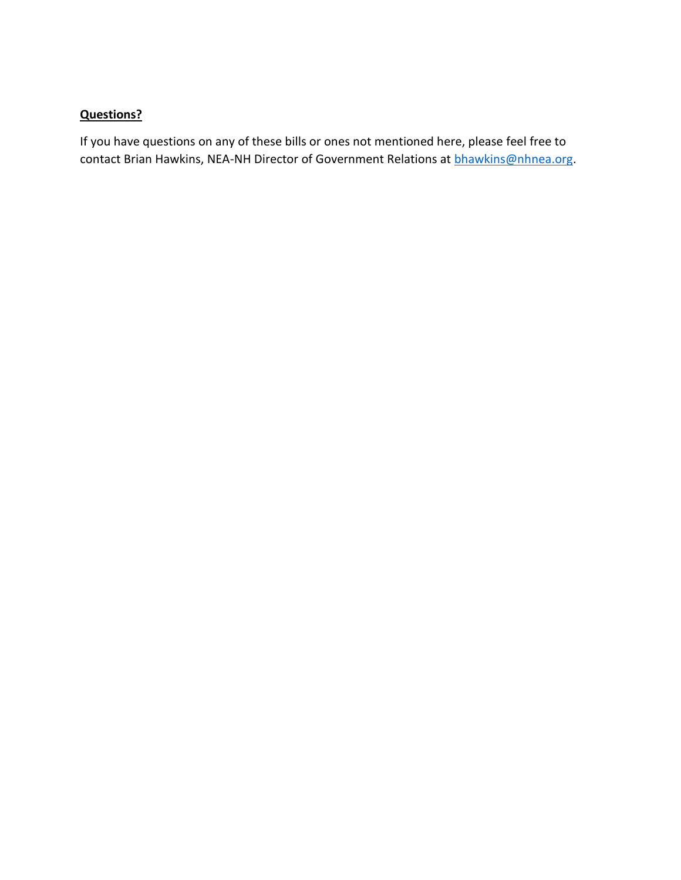**Questions?**

If you have questions on any of these bills or ones not mentioned here, please feel free to contact Brian Hawkins, NEA-NH Director of Government Relations at bhawkins@nhnea.org.